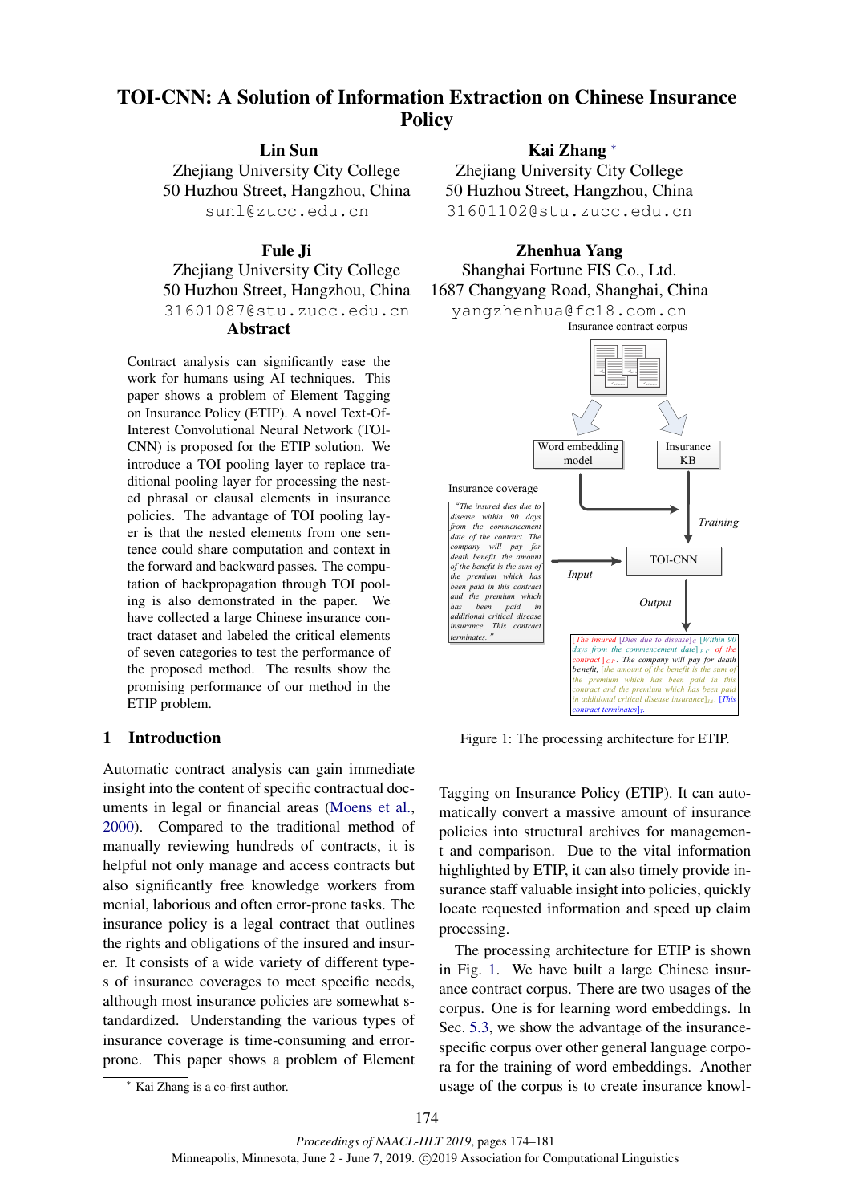# TOI-CNN: A Solution of Information Extraction on Chinese Insurance Policy

**Lin Sun**
Zhejiang University City College
50 Huzhou Street, Hangzhou, China
sunl@zucc.edu.cn

**Kai Zhang** *
Zhejiang University City College
50 Huzhou Street, Hangzhou, China
31601102@stu.zucc.edu.cn

**Fule Ji**
Zhejiang University City College
50 Huzhou Street, Hangzhou, China
31601087@stu.zucc.edu.cn

**Zhenhua Yang**
Shanghai Fortune FIS Co., Ltd.
1687 Changyang Road, Shanghai, China
yangzhenhua@fc18.com.cn

## Abstract

Contract analysis can significantly ease the work for humans using AI techniques. This paper shows a problem of Element Tagging on Insurance Policy (ETIP). A novel Text-Of-Interest Convolutional Neural Network (TOI-CNN) is proposed for the ETIP solution. We introduce a TOI pooling layer to replace traditional pooling layer for processing the nested phrasal or clausal elements in insurance policies. The advantage of TOI pooling layer is that the nested elements from one sentence could share computation and context in the forward and backward passes. The computation of backpropagation through TOI pooling is also demonstrated in the paper. We have collected a large Chinese insurance contract dataset and labeled the critical elements of seven categories to test the performance of the proposed method. The results show the promising performance of our method in the ETIP problem.

Insurance contract corpus

Word embedding model

Insurance KB

Training

Insurance coverage

"The insured dies due to disease within 90 days from the commencement date of the contract. The company will pay for death benefit, the amount of the benefit is the sum of the premium which has been paid in this contract and the premium which has been paid in additional critical disease insurance. This contract terminates."

Input

TOI-CNN

Output

[The insured [Dies due to disease]$_C$ [Within 90 days from the commencement date]$_{P.C}$ of the contract]$_{CP}$. The company will pay for death benefit, [the amount of the benefit is the sum of the premium which has been paid in this contract and the premium which has been paid in additional critical disease insurance]$_{IA}$. [This contract terminates]$_T$.

Figure 1: The processing architecture for ETIP.

## 1 Introduction

Automatic contract analysis can gain immediate insight into the content of specific contractual documents in legal or financial areas (Moens et al., 2000). Compared to the traditional method of manually reviewing hundreds of contracts, it is helpful not only manage and access contracts but also significantly free knowledge workers from menial, laborious and often error-prone tasks. The insurance policy is a legal contract that outlines the rights and obligations of the insured and insurer. It consists of a wide variety of different types of insurance coverages to meet specific needs, although most insurance policies are somewhat standardized. Understanding the various types of insurance coverage is time-consuming and error-prone. This paper shows a problem of Element Tagging on Insurance Policy (ETIP). It can automatically convert a massive amount of insurance policies into structural archives for management and comparison. Due to the vital information highlighted by ETIP, it can also timely provide insurance staff valuable insight into policies, quickly locate requested information and speed up claim processing.

The processing architecture for ETIP is shown in Fig. 1. We have built a large Chinese insurance contract corpus. There are two usages of the corpus. One is for learning word embeddings. In Sec. 5.3, we show the advantage of the insurance-specific corpus over other general language corpora for the training of word embeddings. Another usage of the corpus is to create insurance knowl-

* Kai Zhang is a co-first author.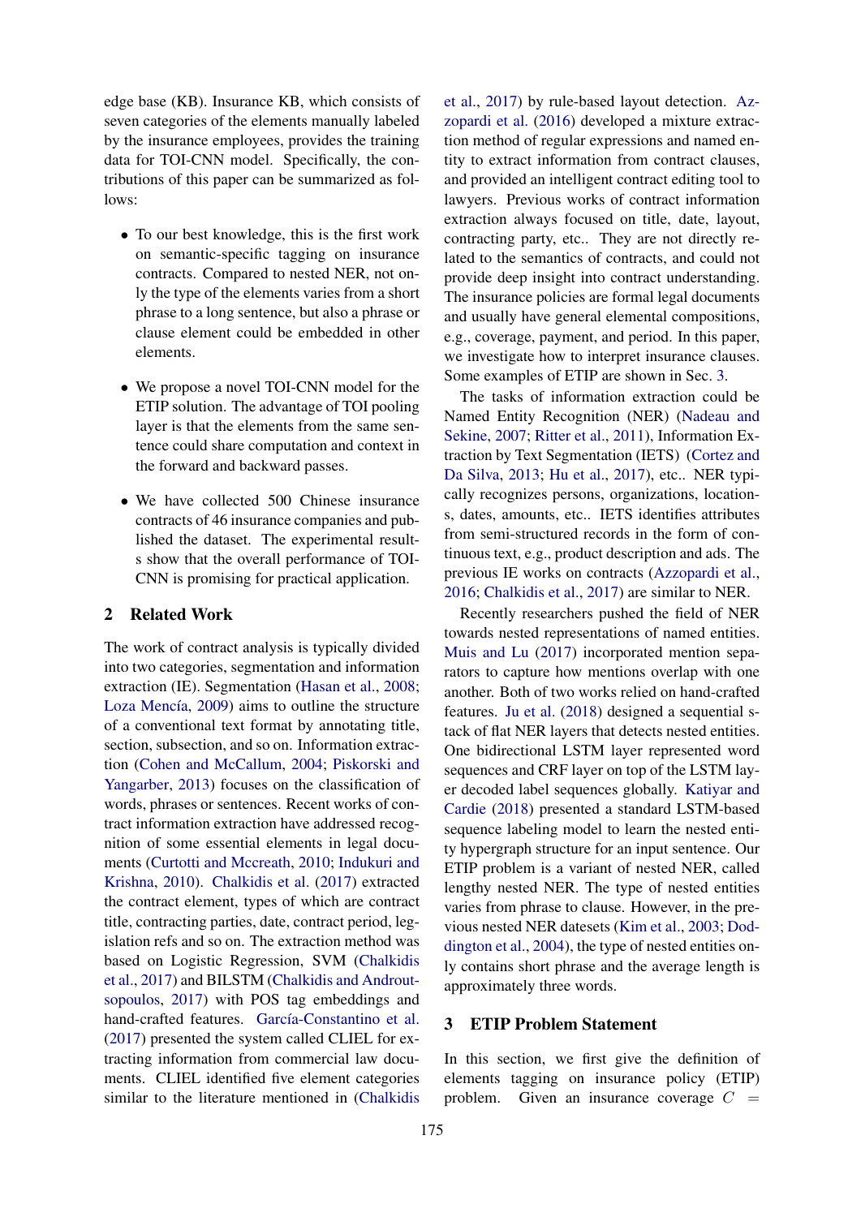edge base (KB). Insurance KB, which consists of seven categories of the elements manually labeled by the insurance employees, provides the training data for TOI-CNN model. Specifically, the contributions of this paper can be summarized as follows:

- To our best knowledge, this is the first work on semantic-specific tagging on insurance contracts. Compared to nested NER, not only the type of the elements varies from a short phrase to a long sentence, but also a phrase or clause element could be embedded in other elements.
- We propose a novel TOI-CNN model for the ETIP solution. The advantage of TOI pooling layer is that the elements from the same sentence could share computation and context in the forward and backward passes.
- We have collected 500 Chinese insurance contracts of 46 insurance companies and published the dataset. The experimental results show that the overall performance of TOI-CNN is promising for practical application.

## 2 Related Work

The work of contract analysis is typically divided into two categories, segmentation and information extraction (IE). Segmentation (Hasan et al., 2008; Loza Mencía, 2009) aims to outline the structure of a conventional text format by annotating title, section, subsection, and so on. Information extraction (Cohen and McCallum, 2004; Piskorski and Yangarber, 2013) focuses on the classification of words, phrases or sentences. Recent works of contract information extraction have addressed recognition of some essential elements in legal documents (Curtotti and Mccreath, 2010; Indukuri and Krishna, 2010). Chalkidis et al. (2017) extracted the contract element, types of which are contract title, contracting parties, date, contract period, legislation refs and so on. The extraction method was based on Logistic Regression, SVM (Chalkidis et al., 2017) and BILSTM (Chalkidis and Androutsopoulos, 2017) with POS tag embeddings and hand-crafted features. García-Constantino et al. (2017) presented the system called CLIEL for extracting information from commercial law documents. CLIEL identified five element categories similar to the literature mentioned in (Chalkidis et al., 2017) by rule-based layout detection. Azzopardi et al. (2016) developed a mixture extraction method of regular expressions and named entity to extract information from contract clauses, and provided an intelligent contract editing tool to lawyers. Previous works of contract information extraction always focused on title, date, layout, contracting party, etc.. They are not directly related to the semantics of contracts, and could not provide deep insight into contract understanding. The insurance policies are formal legal documents and usually have general elemental compositions, e.g., coverage, payment, and period. In this paper, we investigate how to interpret insurance clauses. Some examples of ETIP are shown in Sec. 3.

The tasks of information extraction could be Named Entity Recognition (NER) (Nadeau and Sekine, 2007; Ritter et al., 2011), Information Extraction by Text Segmentation (IETS) (Cortez and Da Silva, 2013; Hu et al., 2017), etc.. NER typically recognizes persons, organizations, locations, dates, amounts, etc.. IETS identifies attributes from semi-structured records in the form of continuous text, e.g., product description and ads. The previous IE works on contracts (Azzopardi et al., 2016; Chalkidis et al., 2017) are similar to NER.

Recently researchers pushed the field of NER towards nested representations of named entities. Muis and Lu (2017) incorporated mention separators to capture how mentions overlap with one another. Both of two works relied on hand-crafted features. Ju et al. (2018) designed a sequential stack of flat NER layers that detects nested entities. One bidirectional LSTM layer represented word sequences and CRF layer on top of the LSTM layer decoded label sequences globally. Katiyar and Cardie (2018) presented a standard LSTM-based sequence labeling model to learn the nested entity hypergraph structure for an input sentence. Our ETIP problem is a variant of nested NER, called lengthy nested NER. The type of nested entities varies from phrase to clause. However, in the previous nested NER datesets (Kim et al., 2003; Doddington et al., 2004), the type of nested entities only contains short phrase and the average length is approximately three words.

## 3 ETIP Problem Statement

In this section, we first give the definition of elements tagging on insurance policy (ETIP) problem. Given an insurance coverage $C$ =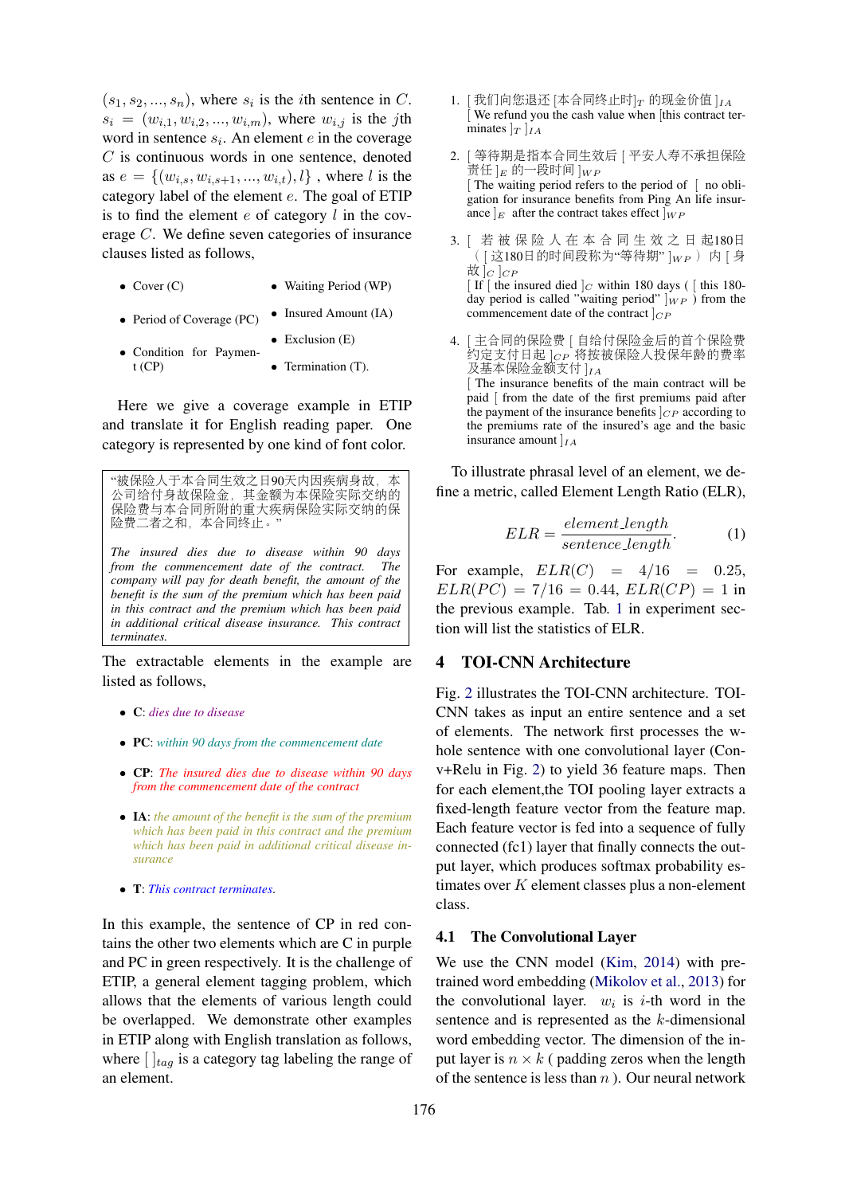$(s_1, s_2, ..., s_n)$, where $s_i$ is the $i$th sentence in $C$. $s_i = (w_{i,1}, w_{i,2}, ..., w_{i,m})$, where $w_{i,j}$ is the $j$th word in sentence $s_i$. An element $e$ in the coverage $C$ is continuous words in one sentence, denoted as $e = \{(w_{i,s}, w_{i,s+1}, ..., w_{i,t}), l\}$ , where $l$ is the category label of the element $e$. The goal of ETIP is to find the element $e$ of category $l$ in the coverage $C$. We define seven categories of insurance clauses listed as follows,

- Cover (C)
- Period of Coverage (PC)
- Condition for Payment (CP)
- Waiting Period (WP)
- Insured Amount (IA)
- Exclusion (E)
- Termination (T).

Here we give a coverage example in ETIP and translate it for English reading paper. One category is represented by one kind of font color.

> "被保险人于本合同生效之日90天内因疾病身故，本公司给付身故保险金，其金额为本保险实际交纳的保险费与本合同所附的重大疾病保险实际交纳的保险费二者之和，本合同终止。"
>
> *The insured dies due to disease within 90 days from the commencement date of the contract. The company will pay for death benefit, the amount of the benefit is the sum of the premium which has been paid in this contract and the premium which has been paid in additional critical disease insurance. This contract terminates.*

The extractable elements in the example are listed as follows,

- **C**: *dies due to disease*
- **PC**: *within 90 days from the commencement date*
- **CP**: *The insured dies due to disease within 90 days from the commencement date of the contract*
- **IA**: *the amount of the benefit is the sum of the premium which has been paid in this contract and the premium which has been paid in additional critical disease insurance*
- **T**: *This contract terminates.*

In this example, the sentence of CP in red contains the other two elements which are C in purple and PC in green respectively. It is the challenge of ETIP, a general element tagging problem, which allows that the elements of various length could be overlapped. We demonstrate other examples in ETIP along with English translation as follows, where $[\ ]_{tag}$ is a category tag labeling the range of an element.

1. [ 我们向您退还 [本合同终止时]$_T$ 的现金价值 ]$_{IA}$
   [ We refund you the cash value when [this contract terminates ]$_T$ ]$_{IA}$

2. [ 等待期是指本合同生效后 [ 平安人寿不承担保险责任 ]$_E$ 的一段时间 ]$_{WP}$
   [ The waiting period refers to the period of [ no obligation for insurance benefits from Ping An life insurance ]$_E$ after the contract takes effect ]$_{WP}$

3. [ 若被保险人在本合同生效之日起180日（ [ 这180日的时间段称为"等待期" ]$_{WP}$ ）内 [ 身故 ]$_C$ ]$_{CP}$
   [ If [ the insured died ]$_C$ within 180 days ( [ this 180-day period is called "waiting period" ]$_{WP}$ ) from the commencement date of the contract ]$_{CP}$

4. [ 主合同的保险费 [ 自给付保险金后的首个保险费约定支付日起 ]$_{CP}$ 将按被保险人投保年龄的费率及基本保险金额支付 ]$_{IA}$
   [ The insurance benefits of the main contract will be paid [ from the date of the first premiums paid after the payment of the insurance benefits ]$_{CP}$ according to the premiums rate of the insured's age and the basic insurance amount ]$_{IA}$

To illustrate phrasal level of an element, we define a metric, called Element Length Ratio (ELR),

$$ELR = \frac{element\_length}{sentence\_length}. \quad (1)$$

For example, $ELR(C) = 4/16 = 0.25$, $ELR(PC) = 7/16 = 0.44$, $ELR(CP) = 1$ in the previous example. Tab. 1 in experiment section will list the statistics of ELR.

## 4 TOI-CNN Architecture

Fig. 2 illustrates the TOI-CNN architecture. TOI-CNN takes as input an entire sentence and a set of elements. The network first processes the whole sentence with one convolutional layer (Conv+Relu in Fig. 2) to yield 36 feature maps. Then for each element,the TOI pooling layer extracts a fixed-length feature vector from the feature map. Each feature vector is fed into a sequence of fully connected (fc1) layer that finally connects the output layer, which produces softmax probability estimates over $K$ element classes plus a non-element class.

### 4.1 The Convolutional Layer

We use the CNN model (Kim, 2014) with pre-trained word embedding (Mikolov et al., 2013) for the convolutional layer. $w_i$ is $i$-th word in the sentence and is represented as the $k$-dimensional word embedding vector. The dimension of the input layer is $n \times k$ ( padding zeros when the length of the sentence is less than $n$ ). Our neural network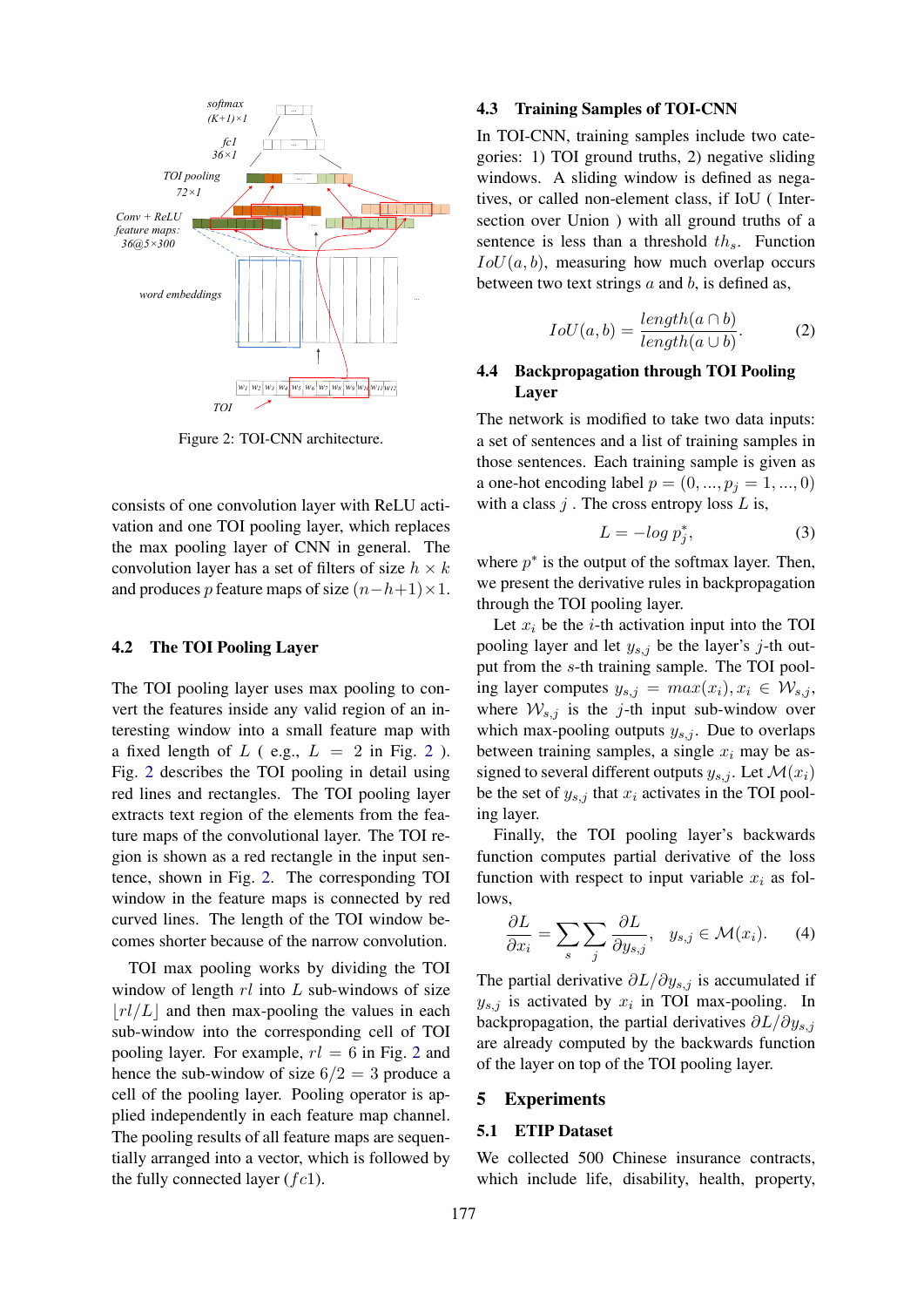Figure 2: TOI-CNN architecture.

consists of one convolution layer with ReLU activation and one TOI pooling layer, which replaces the max pooling layer of CNN in general. The convolution layer has a set of filters of size $h \times k$ and produces $p$ feature maps of size $(n-h+1) \times 1$.

### 4.2 The TOI Pooling Layer

The TOI pooling layer uses max pooling to convert the features inside any valid region of an interesting window into a small feature map with a fixed length of $L$ ( e.g., $L = 2$ in Fig. 2 ). Fig. 2 describes the TOI pooling in detail using red lines and rectangles. The TOI pooling layer extracts text region of the elements from the feature maps of the convolutional layer. The TOI region is shown as a red rectangle in the input sentence, shown in Fig. 2. The corresponding TOI window in the feature maps is connected by red curved lines. The length of the TOI window becomes shorter because of the narrow convolution.

TOI max pooling works by dividing the TOI window of length $rl$ into $L$ sub-windows of size $\lfloor rl/L \rfloor$ and then max-pooling the values in each sub-window into the corresponding cell of TOI pooling layer. For example, $rl = 6$ in Fig. 2 and hence the sub-window of size $6/2 = 3$ produce a cell of the pooling layer. Pooling operator is applied independently in each feature map channel. The pooling results of all feature maps are sequentially arranged into a vector, which is followed by the fully connected layer ($fc1$).

### 4.3 Training Samples of TOI-CNN

In TOI-CNN, training samples include two categories: 1) TOI ground truths, 2) negative sliding windows. A sliding window is defined as negatives, or called non-element class, if IoU ( Intersection over Union ) with all ground truths of a sentence is less than a threshold $th_s$. Function $IoU(a, b)$, measuring how much overlap occurs between two text strings $a$ and $b$, is defined as,

$$IoU(a, b) = \frac{length(a \cap b)}{length(a \cup b)}. \tag{2}$$

### 4.4 Backpropagation through TOI Pooling Layer

The network is modified to take two data inputs: a set of sentences and a list of training samples in those sentences. Each training sample is given as a one-hot encoding label $p = (0, ..., p_j = 1, ..., 0)$ with a class $j$ . The cross entropy loss $L$ is,

$$L = -log \; p_j^*, \tag{3}$$

where $p^*$ is the output of the softmax layer. Then, we present the derivative rules in backpropagation through the TOI pooling layer.

Let $x_i$ be the $i$-th activation input into the TOI pooling layer and let $y_{s,j}$ be the layer's $j$-th output from the $s$-th training sample. The TOI pooling layer computes $y_{s,j} = max(x_i), x_i \in \mathcal{W}_{s,j}$, where $\mathcal{W}_{s,j}$ is the $j$-th input sub-window over which max-pooling outputs $y_{s,j}$. Due to overlaps between training samples, a single $x_i$ may be assigned to several different outputs $y_{s,j}$. Let $\mathcal{M}(x_i)$ be the set of $y_{s,j}$ that $x_i$ activates in the TOI pooling layer.

Finally, the TOI pooling layer's backwards function computes partial derivative of the loss function with respect to input variable $x_i$ as follows,

$$\frac{\partial L}{\partial x_i} = \sum_s \sum_j \frac{\partial L}{\partial y_{s,j}}, \quad y_{s,j} \in \mathcal{M}(x_i). \tag{4}$$

The partial derivative $\partial L / \partial y_{s,j}$ is accumulated if $y_{s,j}$ is activated by $x_i$ in TOI max-pooling. In backpropagation, the partial derivatives $\partial L / \partial y_{s,j}$ are already computed by the backwards function of the layer on top of the TOI pooling layer.

## 5 Experiments

### 5.1 ETIP Dataset

We collected 500 Chinese insurance contracts, which include life, disability, health, property,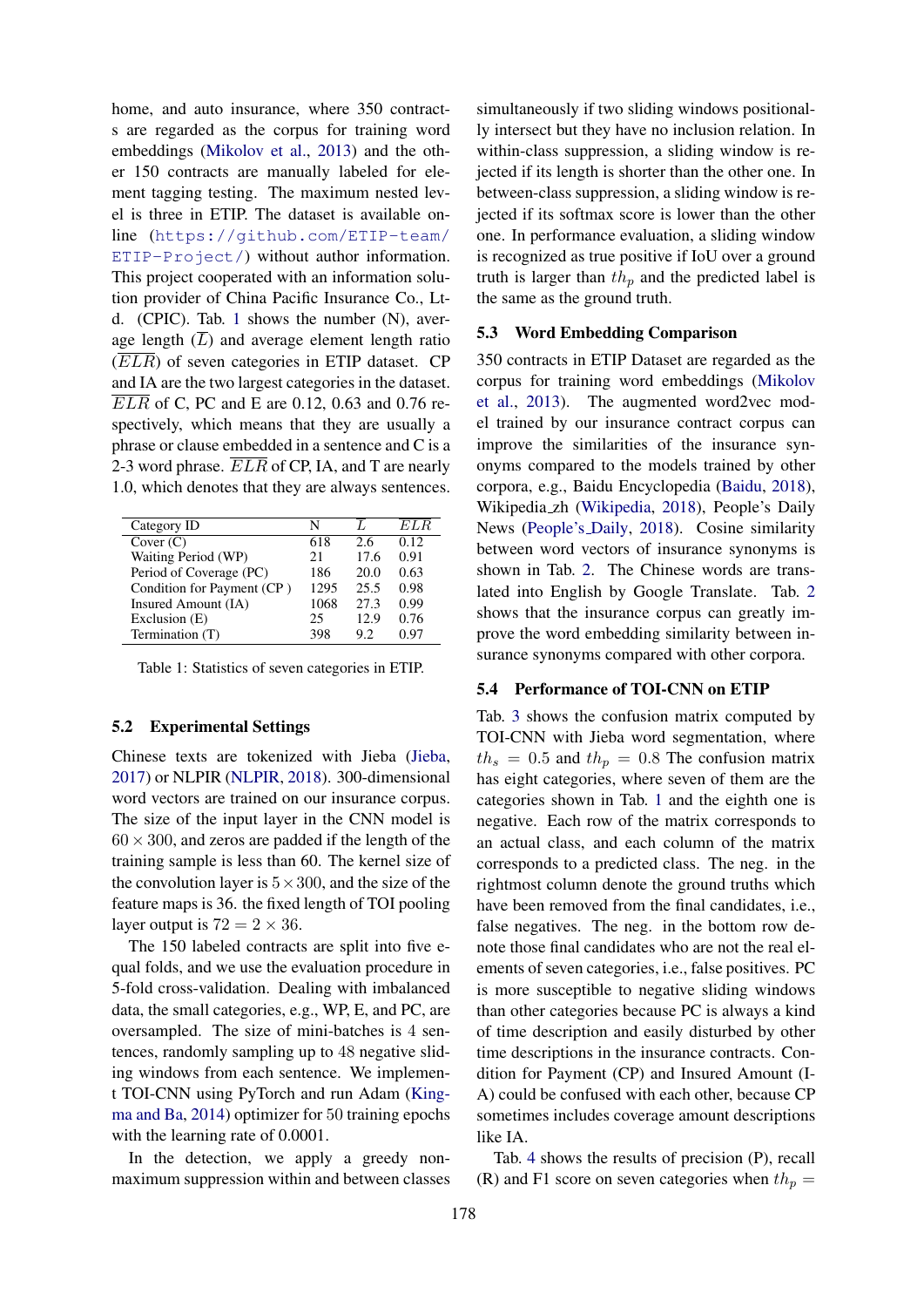home, and auto insurance, where 350 contracts are regarded as the corpus for training word embeddings (Mikolov et al., 2013) and the other 150 contracts are manually labeled for element tagging testing. The maximum nested level is three in ETIP. The dataset is available online (https://github.com/ETIP-team/ETIP-Project/) without author information. This project cooperated with an information solution provider of China Pacific Insurance Co., Ltd. (CPIC). Tab. 1 shows the number (N), average length ($\overline{L}$) and average element length ratio ($\overline{ELR}$) of seven categories in ETIP dataset. CP and IA are the two largest categories in the dataset. $\overline{ELR}$ of C, PC and E are 0.12, 0.63 and 0.76 respectively, which means that they are usually a phrase or clause embedded in a sentence and C is a 2-3 word phrase. $\overline{ELR}$ of CP, IA, and T are nearly 1.0, which denotes that they are always sentences.

| Category ID | N | $\overline{L}$ | $\overline{ELR}$ |
|---|---|---|---|
| Cover (C) | 618 | 2.6 | 0.12 |
| Waiting Period (WP) | 21 | 17.6 | 0.91 |
| Period of Coverage (PC) | 186 | 20.0 | 0.63 |
| Condition for Payment (CP ) | 1295 | 25.5 | 0.98 |
| Insured Amount (IA) | 1068 | 27.3 | 0.99 |
| Exclusion (E) | 25 | 12.9 | 0.76 |
| Termination (T) | 398 | 9.2 | 0.97 |

Table 1: Statistics of seven categories in ETIP.

## 5.2 Experimental Settings

Chinese texts are tokenized with Jieba (Jieba, 2017) or NLPIR (NLPIR, 2018). 300-dimensional word vectors are trained on our insurance corpus. The size of the input layer in the CNN model is $60 \times 300$, and zeros are padded if the length of the training sample is less than 60. The kernel size of the convolution layer is $5 \times 300$, and the size of the feature maps is 36. the fixed length of TOI pooling layer output is $72 = 2 \times 36$.

The 150 labeled contracts are split into five equal folds, and we use the evaluation procedure in 5-fold cross-validation. Dealing with imbalanced data, the small categories, e.g., WP, E, and PC, are oversampled. The size of mini-batches is 4 sentences, randomly sampling up to 48 negative sliding windows from each sentence. We implement TOI-CNN using PyTorch and run Adam (Kingma and Ba, 2014) optimizer for 50 training epochs with the learning rate of 0.0001.

In the detection, we apply a greedy non-maximum suppression within and between classes simultaneously if two sliding windows positionally intersect but they have no inclusion relation. In within-class suppression, a sliding window is rejected if its length is shorter than the other one. In between-class suppression, a sliding window is rejected if its softmax score is lower than the other one. In performance evaluation, a sliding window is recognized as true positive if IoU over a ground truth is larger than $th_p$ and the predicted label is the same as the ground truth.

## 5.3 Word Embedding Comparison

350 contracts in ETIP Dataset are regarded as the corpus for training word embeddings (Mikolov et al., 2013). The augmented word2vec model trained by our insurance contract corpus can improve the similarities of the insurance synonyms compared to the models trained by other corpora, e.g., Baidu Encyclopedia (Baidu, 2018), Wikipedia_zh (Wikipedia, 2018), People's Daily News (People's_Daily, 2018). Cosine similarity between word vectors of insurance synonyms is shown in Tab. 2. The Chinese words are translated into English by Google Translate. Tab. 2 shows that the insurance corpus can greatly improve the word embedding similarity between insurance synonyms compared with other corpora.

## 5.4 Performance of TOI-CNN on ETIP

Tab. 3 shows the confusion matrix computed by TOI-CNN with Jieba word segmentation, where $th_s = 0.5$ and $th_p = 0.8$ The confusion matrix has eight categories, where seven of them are the categories shown in Tab. 1 and the eighth one is negative. Each row of the matrix corresponds to an actual class, and each column of the matrix corresponds to a predicted class. The neg. in the rightmost column denote the ground truths which have been removed from the final candidates, i.e., false negatives. The neg. in the bottom row denote those final candidates who are not the real elements of seven categories, i.e., false positives. PC is more susceptible to negative sliding windows than other categories because PC is always a kind of time description and easily disturbed by other time descriptions in the insurance contracts. Condition for Payment (CP) and Insured Amount (IA) could be confused with each other, because CP sometimes includes coverage amount descriptions like IA.

Tab. 4 shows the results of precision (P), recall (R) and F1 score on seven categories when $th_p =$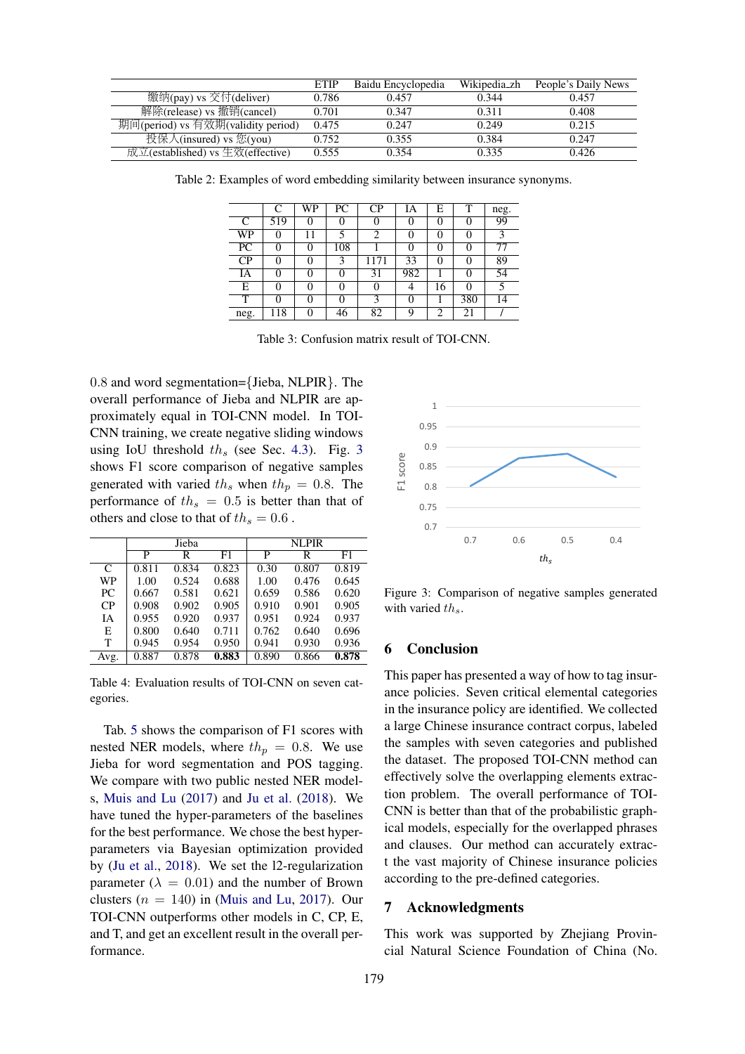|  | ETIP | Baidu Encyclopedia | Wikipedia_zh | People's Daily News |
|---|---|---|---|---|
| 缴纳(pay) vs 交付(deliver) | 0.786 | 0.457 | 0.344 | 0.457 |
| 解除(release) vs 撤销(cancel) | 0.701 | 0.347 | 0.311 | 0.408 |
| 期间(period) vs 有效期(validity period) | 0.475 | 0.247 | 0.249 | 0.215 |
| 投保人(insured) vs 您(you) | 0.752 | 0.355 | 0.384 | 0.247 |
| 成立(established) vs 生效(effective) | 0.555 | 0.354 | 0.335 | 0.426 |

Table 2: Examples of word embedding similarity between insurance synonyms.

|  | C | WP | PC | CP | IA | E | T | neg. |
|---|---|---|---|---|---|---|---|---|
| C | 519 | 0 | 0 | 0 | 0 | 0 | 0 | 99 |
| WP | 0 | 11 | 5 | 2 | 0 | 0 | 0 | 3 |
| PC | 0 | 0 | 108 | 1 | 0 | 0 | 0 | 77 |
| CP | 0 | 0 | 3 | 1171 | 33 | 0 | 0 | 89 |
| IA | 0 | 0 | 0 | 31 | 982 | 1 | 0 | 54 |
| E | 0 | 0 | 0 | 0 | 4 | 16 | 0 | 5 |
| T | 0 | 0 | 0 | 3 | 0 | 1 | 380 | 14 |
| neg. | 118 | 0 | 46 | 82 | 9 | 2 | 21 | / |

Table 3: Confusion matrix result of TOI-CNN.

0.8 and word segmentation={Jieba, NLPIR}. The overall performance of Jieba and NLPIR are approximately equal in TOI-CNN model. In TOI-CNN training, we create negative sliding windows using IoU threshold $th_s$ (see Sec. 4.3). Fig. 3 shows F1 score comparison of negative samples generated with varied $th_s$ when $th_p = 0.8$. The performance of $th_s = 0.5$ is better than that of others and close to that of $th_s = 0.6$ .

|  | Jieba |  |  | NLPIR |  |  |
|---|---|---|---|---|---|---|
|  | P | R | F1 | P | R | F1 |
| C | 0.811 | 0.834 | 0.823 | 0.30 | 0.807 | 0.819 |
| WP | 1.00 | 0.524 | 0.688 | 1.00 | 0.476 | 0.645 |
| PC | 0.667 | 0.581 | 0.621 | 0.659 | 0.586 | 0.620 |
| CP | 0.908 | 0.902 | 0.905 | 0.910 | 0.901 | 0.905 |
| IA | 0.955 | 0.920 | 0.937 | 0.951 | 0.924 | 0.937 |
| E | 0.800 | 0.640 | 0.711 | 0.762 | 0.640 | 0.696 |
| T | 0.945 | 0.954 | 0.950 | 0.941 | 0.930 | 0.936 |
| Avg. | 0.887 | 0.878 | **0.883** | 0.890 | 0.866 | **0.878** |

Table 4: Evaluation results of TOI-CNN on seven categories.

Tab. 5 shows the comparison of F1 scores with nested NER models, where $th_p = 0.8$. We use Jieba for word segmentation and POS tagging. We compare with two public nested NER models, Muis and Lu (2017) and Ju et al. (2018). We have tuned the hyper-parameters of the baselines for the best performance. We chose the best hyper-parameters via Bayesian optimization provided by (Ju et al., 2018). We set the l2-regularization parameter ($\lambda = 0.01$) and the number of Brown clusters ($n = 140$) in (Muis and Lu, 2017). Our TOI-CNN outperforms other models in C, CP, E, and T, and get an excellent result in the overall performance.

Figure 3: Comparison of negative samples generated with varied $th_s$.

## 6 Conclusion

This paper has presented a way of how to tag insurance policies. Seven critical elemental categories in the insurance policy are identified. We collected a large Chinese insurance contract corpus, labeled the samples with seven categories and published the dataset. The proposed TOI-CNN method can effectively solve the overlapping elements extraction problem. The overall performance of TOI-CNN is better than that of the probabilistic graphical models, especially for the overlapped phrases and clauses. Our method can accurately extract the vast majority of Chinese insurance policies according to the pre-defined categories.

## 7 Acknowledgments

This work was supported by Zhejiang Provincial Natural Science Foundation of China (No.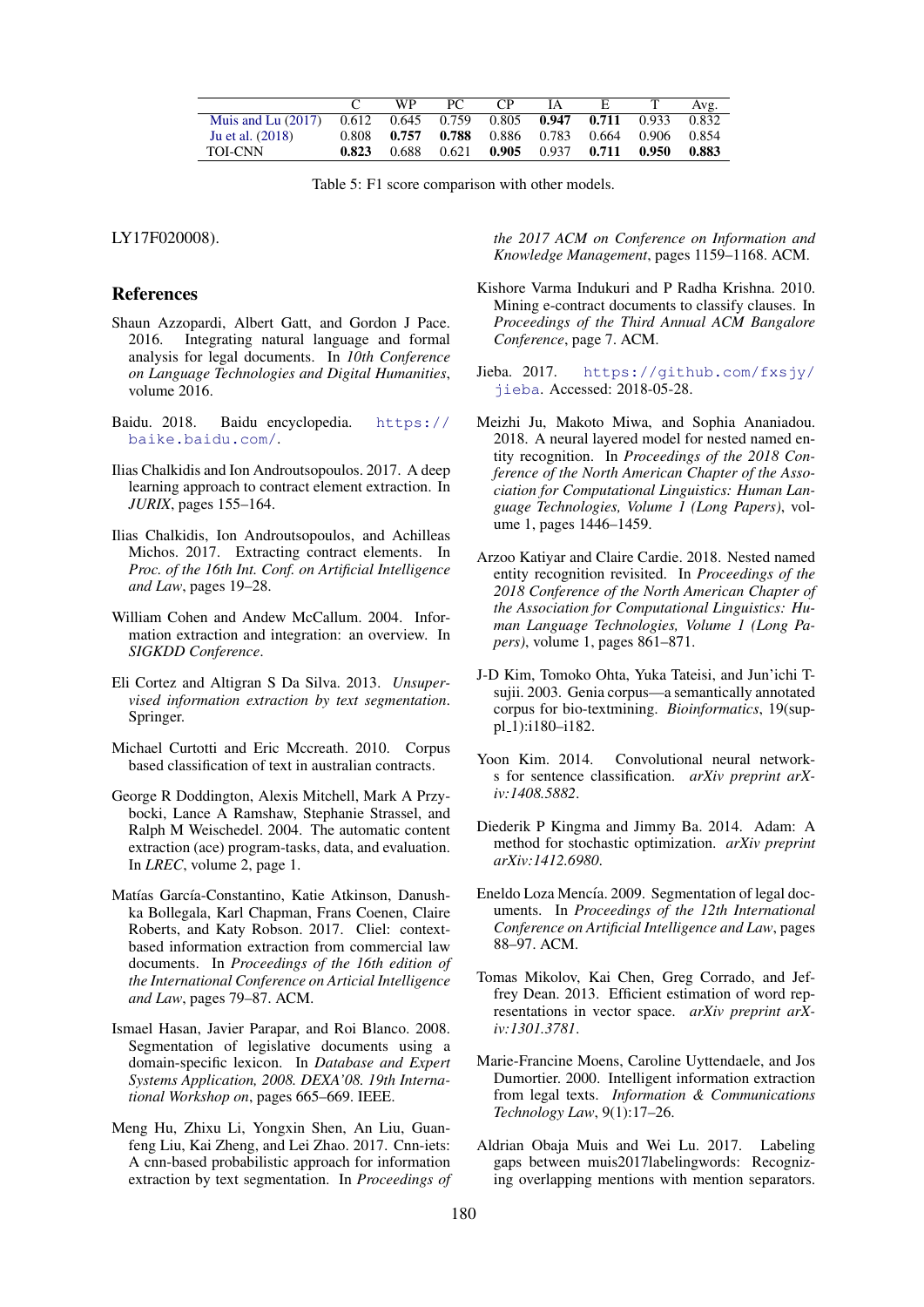| | C | WP | PC | CP | IA | E | T | Avg. |
|---|---|---|---|---|---|---|---|---|
| Muis and Lu (2017) | 0.612 | 0.645 | 0.759 | 0.805 | **0.947** | **0.711** | 0.933 | 0.832 |
| Ju et al. (2018) | 0.808 | **0.757** | **0.788** | 0.886 | 0.783 | 0.664 | 0.906 | 0.854 |
| TOI-CNN | **0.823** | 0.688 | 0.621 | **0.905** | 0.937 | **0.711** | **0.950** | **0.883** |

Table 5: F1 score comparison with other models.

LY17F020008).

## References

Shaun Azzopardi, Albert Gatt, and Gordon J Pace. 2016. Integrating natural language and formal analysis for legal documents. In *10th Conference on Language Technologies and Digital Humanities*, volume 2016.

Baidu. 2018. Baidu encyclopedia. https://baike.baidu.com/.

Ilias Chalkidis and Ion Androutsopoulos. 2017. A deep learning approach to contract element extraction. In *JURIX*, pages 155–164.

Ilias Chalkidis, Ion Androutsopoulos, and Achilleas Michos. 2017. Extracting contract elements. In *Proc. of the 16th Int. Conf. on Artificial Intelligence and Law*, pages 19–28.

William Cohen and Andew McCallum. 2004. Information extraction and integration: an overview. In *SIGKDD Conference*.

Eli Cortez and Altigran S Da Silva. 2013. *Unsupervised information extraction by text segmentation*. Springer.

Michael Curtotti and Eric Mccreath. 2010. Corpus based classification of text in australian contracts.

George R Doddington, Alexis Mitchell, Mark A Przybocki, Lance A Ramshaw, Stephanie Strassel, and Ralph M Weischedel. 2004. The automatic content extraction (ace) program-tasks, data, and evaluation. In *LREC*, volume 2, page 1.

Matías García-Constantino, Katie Atkinson, Danushka Bollegala, Karl Chapman, Frans Coenen, Claire Roberts, and Katy Robson. 2017. Cliel: context-based information extraction from commercial law documents. In *Proceedings of the 16th edition of the International Conference on Articial Intelligence and Law*, pages 79–87. ACM.

Ismael Hasan, Javier Parapar, and Roi Blanco. 2008. Segmentation of legislative documents using a domain-specific lexicon. In *Database and Expert Systems Application, 2008. DEXA'08. 19th International Workshop on*, pages 665–669. IEEE.

Meng Hu, Zhixu Li, Yongxin Shen, An Liu, Guanfeng Liu, Kai Zheng, and Lei Zhao. 2017. Cnn-iets: A cnn-based probabilistic approach for information extraction by text segmentation. In *Proceedings of the 2017 ACM on Conference on Information and Knowledge Management*, pages 1159–1168. ACM.

Kishore Varma Indukuri and P Radha Krishna. 2010. Mining e-contract documents to classify clauses. In *Proceedings of the Third Annual ACM Bangalore Conference*, page 7. ACM.

Jieba. 2017. https://github.com/fxsjy/jieba. Accessed: 2018-05-28.

Meizhi Ju, Makoto Miwa, and Sophia Ananiadou. 2018. A neural layered model for nested named entity recognition. In *Proceedings of the 2018 Conference of the North American Chapter of the Association for Computational Linguistics: Human Language Technologies, Volume 1 (Long Papers)*, volume 1, pages 1446–1459.

Arzoo Katiyar and Claire Cardie. 2018. Nested named entity recognition revisited. In *Proceedings of the 2018 Conference of the North American Chapter of the Association for Computational Linguistics: Human Language Technologies, Volume 1 (Long Papers)*, volume 1, pages 861–871.

J-D Kim, Tomoko Ohta, Yuka Tateisi, and Jun'ichi Tsujii. 2003. Genia corpus—a semantically annotated corpus for bio-textmining. *Bioinformatics*, 19(suppl_1):i180–i182.

Yoon Kim. 2014. Convolutional neural networks for sentence classification. *arXiv preprint arXiv:1408.5882*.

Diederik P Kingma and Jimmy Ba. 2014. Adam: A method for stochastic optimization. *arXiv preprint arXiv:1412.6980*.

Eneldo Loza Mencía. 2009. Segmentation of legal documents. In *Proceedings of the 12th International Conference on Artificial Intelligence and Law*, pages 88–97. ACM.

Tomas Mikolov, Kai Chen, Greg Corrado, and Jeffrey Dean. 2013. Efficient estimation of word representations in vector space. *arXiv preprint arXiv:1301.3781*.

Marie-Francine Moens, Caroline Uyttendaele, and Jos Dumortier. 2000. Intelligent information extraction from legal texts. *Information & Communications Technology Law*, 9(1):17–26.

Aldrian Obaja Muis and Wei Lu. 2017. Labeling gaps between muis2017labelingwords: Recognizing overlapping mentions with mention separators.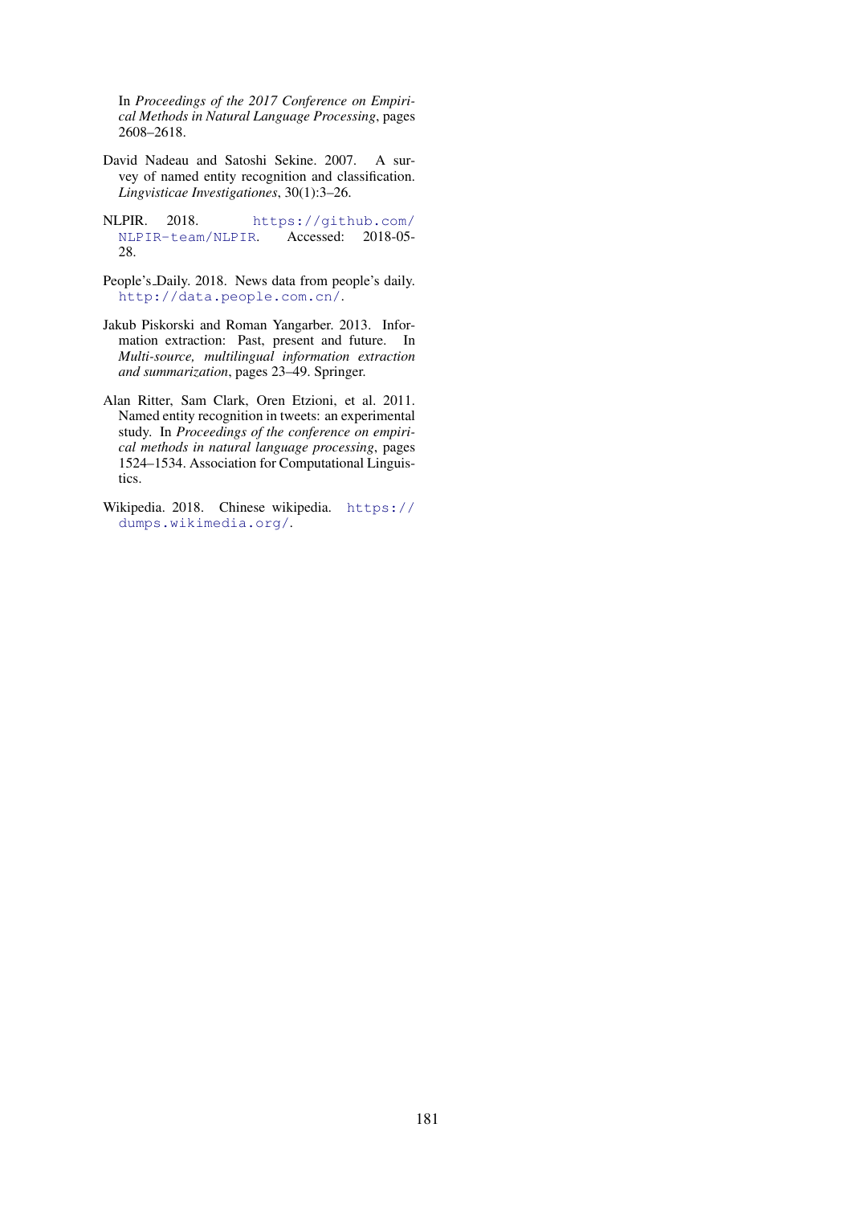In *Proceedings of the 2017 Conference on Empirical Methods in Natural Language Processing*, pages 2608–2618.

David Nadeau and Satoshi Sekine. 2007. A survey of named entity recognition and classification. *Lingvisticae Investigationes*, 30(1):3–26.

NLPIR. 2018. https://github.com/NLPIR-team/NLPIR. Accessed: 2018-05-28.

People's_Daily. 2018. News data from people's daily. http://data.people.com.cn/.

Jakub Piskorski and Roman Yangarber. 2013. Information extraction: Past, present and future. In *Multi-source, multilingual information extraction and summarization*, pages 23–49. Springer.

Alan Ritter, Sam Clark, Oren Etzioni, et al. 2011. Named entity recognition in tweets: an experimental study. In *Proceedings of the conference on empirical methods in natural language processing*, pages 1524–1534. Association for Computational Linguistics.

Wikipedia. 2018. Chinese wikipedia. https://dumps.wikimedia.org/.